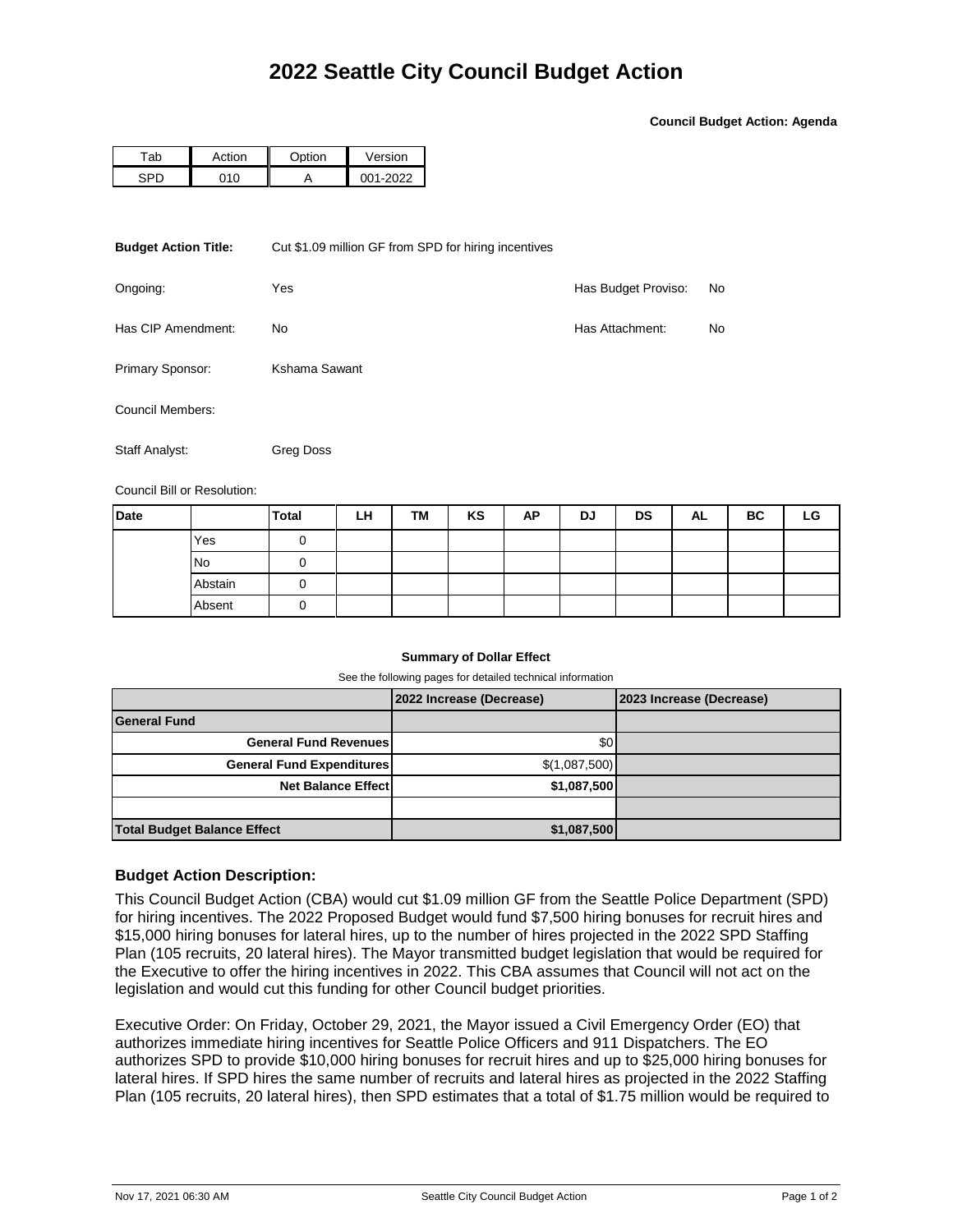# 2022 Seattle City Council Budget Action

**Council Budget Action: Agenda**

| Tab | Action | Option | Version |
|---|---|---|---|
| SPD | 010 | A | 001-2022 |

**Budget Action Title:** Cut $1.09 million GF from SPD for hiring incentives

Ongoing: Yes

Has Budget Proviso: No

Has CIP Amendment: No

Has Attachment: No

Primary Sponsor: Kshama Sawant

Council Members:

Staff Analyst: Greg Doss

Council Bill or Resolution:

| Date | | Total | LH | TM | KS | AP | DJ | DS | AL | BC | LG |
|---|---|---|---|---|---|---|---|---|---|---|---|
| | Yes | 0 | | | | | | | | | |
| | No | 0 | | | | | | | | | |
| | Abstain | 0 | | | | | | | | | |
| | Absent | 0 | | | | | | | | | |

**Summary of Dollar Effect**

See the following pages for detailed technical information

| | 2022 Increase (Decrease) | 2023 Increase (Decrease) |
|---|---|---|
| **General Fund** | | |
| **General Fund Revenues** | $0 | |
| **General Fund Expenditures** | $(1,087,500) | |
| **Net Balance Effect** | $1,087,500 | |
| | | |
| **Total Budget Balance Effect** | $1,087,500 | |

### Budget Action Description:

This Council Budget Action (CBA) would cut $1.09 million GF from the Seattle Police Department (SPD) for hiring incentives. The 2022 Proposed Budget would fund $7,500 hiring bonuses for recruit hires and $15,000 hiring bonuses for lateral hires, up to the number of hires projected in the 2022 SPD Staffing Plan (105 recruits, 20 lateral hires). The Mayor transmitted budget legislation that would be required for the Executive to offer the hiring incentives in 2022. This CBA assumes that Council will not act on the legislation and would cut this funding for other Council budget priorities.

Executive Order: On Friday, October 29, 2021, the Mayor issued a Civil Emergency Order (EO) that authorizes immediate hiring incentives for Seattle Police Officers and 911 Dispatchers. The EO authorizes SPD to provide $10,000 hiring bonuses for recruit hires and up to $25,000 hiring bonuses for lateral hires. If SPD hires the same number of recruits and lateral hires as projected in the 2022 Staffing Plan (105 recruits, 20 lateral hires), then SPD estimates that a total of $1.75 million would be required to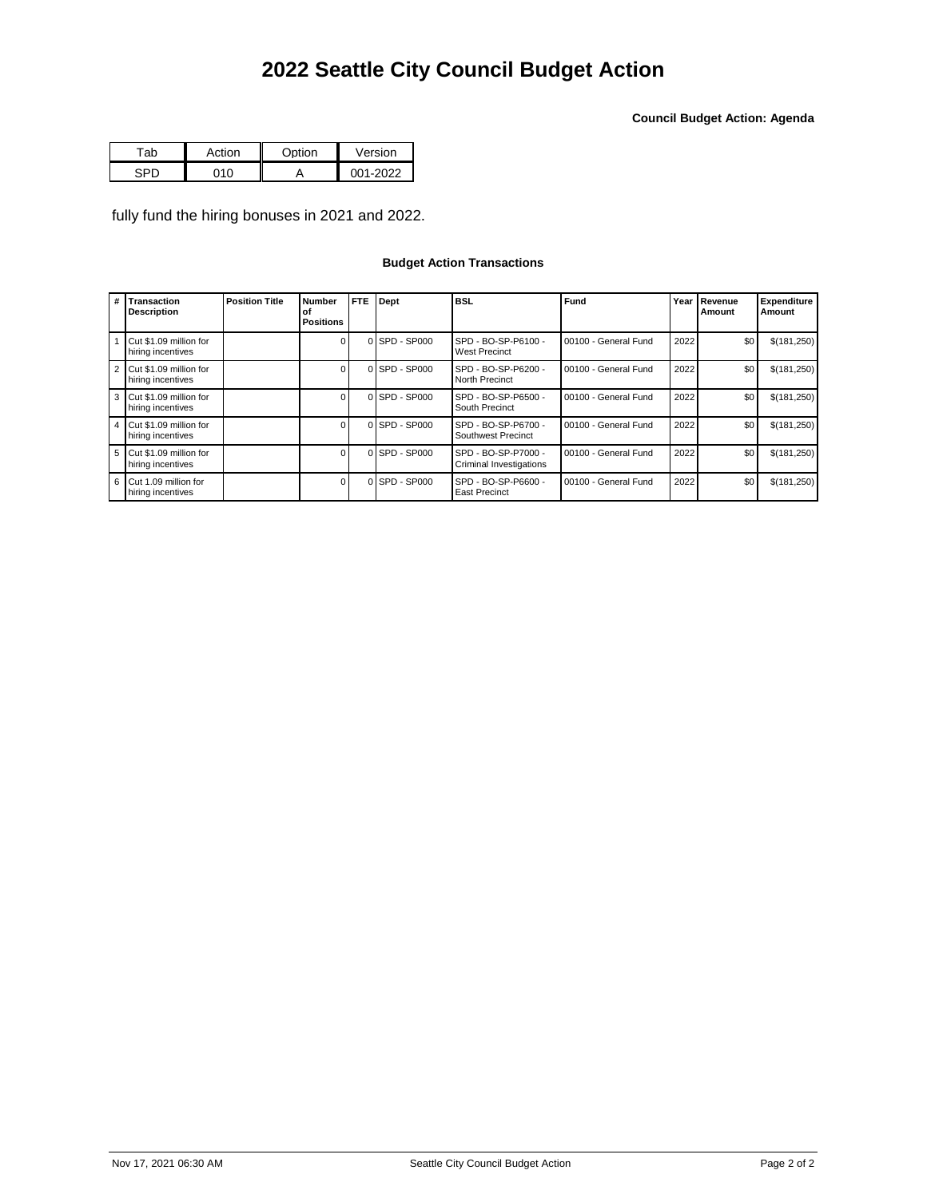# 2022 Seattle City Council Budget Action

**Council Budget Action: Agenda**

| Tab | Action | Option | Version |
|---|---|---|---|
| SPD | 010 | A | 001-2022 |

fully fund the hiring bonuses in 2021 and 2022.

**Budget Action Transactions**

| # | Transaction Description | Position Title | Number of Positions | FTE | Dept | BSL | Fund | Year | Revenue Amount | Expenditure Amount |
|---|---|---|---|---|---|---|---|---|---|---|
| 1 | Cut $1.09 million for hiring incentives | | 0 | 0 | SPD - SP000 | SPD - BO-SP-P6100 - West Precinct | 00100 - General Fund | 2022 | $0 | $(181,250) |
| 2 | Cut $1.09 million for hiring incentives | | 0 | 0 | SPD - SP000 | SPD - BO-SP-P6200 - North Precinct | 00100 - General Fund | 2022 | $0 | $(181,250) |
| 3 | Cut $1.09 million for hiring incentives | | 0 | 0 | SPD - SP000 | SPD - BO-SP-P6500 - South Precinct | 00100 - General Fund | 2022 | $0 | $(181,250) |
| 4 | Cut $1.09 million for hiring incentives | | 0 | 0 | SPD - SP000 | SPD - BO-SP-P6700 - Southwest Precinct | 00100 - General Fund | 2022 | $0 | $(181,250) |
| 5 | Cut $1.09 million for hiring incentives | | 0 | 0 | SPD - SP000 | SPD - BO-SP-P7000 - Criminal Investigations | 00100 - General Fund | 2022 | $0 | $(181,250) |
| 6 | Cut 1.09 million for hiring incentives | | 0 | 0 | SPD - SP000 | SPD - BO-SP-P6600 - East Precinct | 00100 - General Fund | 2022 | $0 | $(181,250) |